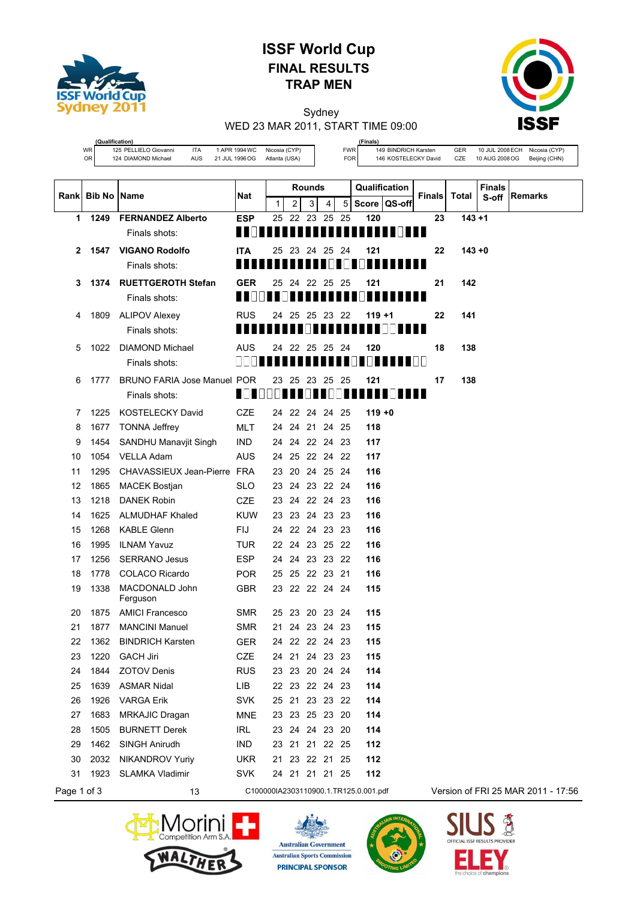# ISSF World Cup

## FINAL RESULTS

## TRAP MEN

Sydney

WED 23 MAR 2011, START TIME 09:00

(Qualification)

| | | | | |
|---|---|---|---|---|
| WR | 125 PELLIELO Giovanni | ITA | 1 APR 1994 WC | Nicosia (CYP) |
| OR | 124 DIAMOND Michael | AUS | 21 JUL 1996 OG | Atlanta (USA) |

(Finals)

| | | | | |
|---|---|---|---|---|
| FWR | 149 BINDRICH Karsten | GER | 10 JUL 2008 ECH | Nicosia (CYP) |
| FOR | 146 KOSTELECKY David | CZE | 10 AUG 2008 OG | Beijing (CHN) |

| Rank | Bib No | Name | Nat | Rounds 1 | 2 | 3 | 4 | 5 | Qualification Score | QS-off | Finals | Total | Finals S-off | Remarks |
|---|---|---|---|---|---|---|---|---|---|---|---|---|---|---|
| **1** | **1249** | **FERNANDEZ Alberto** | **ESP** | 25 | 22 | 23 | 25 | 25 | **120** | | **23** | **143** | **+1** | |
| | | Finals shots: | | | | | | | | | | | | |
| **2** | **1547** | **VIGANO Rodolfo** | **ITA** | 25 | 23 | 24 | 25 | 24 | **121** | | **22** | **143** | **+0** | |
| | | Finals shots: | | | | | | | | | | | | |
| **3** | **1374** | **RUETTGEROTH Stefan** | **GER** | 25 | 24 | 22 | 25 | 25 | **121** | | **21** | **142** | | |
| | | Finals shots: | | | | | | | | | | | | |
| 4 | 1809 | ALIPOV Alexey | RUS | 24 | 25 | 25 | 23 | 22 | **119** | **+1** | **22** | **141** | | |
| | | Finals shots: | | | | | | | | | | | | |
| 5 | 1022 | DIAMOND Michael | AUS | 24 | 22 | 25 | 25 | 24 | **120** | | **18** | **138** | | |
| | | Finals shots: | | | | | | | | | | | | |
| 6 | 1777 | BRUNO FARIA Jose Manuel | POR | 23 | 25 | 23 | 25 | 25 | **121** | | **17** | **138** | | |
| | | Finals shots: | | | | | | | | | | | | |
| 7 | 1225 | KOSTELECKY David | CZE | 24 | 22 | 24 | 24 | 25 | **119** | **+0** | | | | |
| 8 | 1677 | TONNA Jeffrey | MLT | 24 | 24 | 21 | 24 | 25 | **118** | | | | | |
| 9 | 1454 | SANDHU Manavjit Singh | IND | 24 | 24 | 22 | 24 | 23 | **117** | | | | | |
| 10 | 1054 | VELLA Adam | AUS | 24 | 25 | 22 | 24 | 22 | **117** | | | | | |
| 11 | 1295 | CHAVASSIEUX Jean-Pierre | FRA | 23 | 20 | 24 | 25 | 24 | **116** | | | | | |
| 12 | 1865 | MACEK Bostjan | SLO | 23 | 24 | 23 | 22 | 24 | **116** | | | | | |
| 13 | 1218 | DANEK Robin | CZE | 23 | 24 | 22 | 24 | 23 | **116** | | | | | |
| 14 | 1625 | ALMUDHAF Khaled | KUW | 23 | 23 | 24 | 23 | 23 | **116** | | | | | |
| 15 | 1268 | KABLE Glenn | FIJ | 24 | 22 | 24 | 23 | 23 | **116** | | | | | |
| 16 | 1995 | ILNAM Yavuz | TUR | 22 | 24 | 23 | 25 | 22 | **116** | | | | | |
| 17 | 1256 | SERRANO Jesus | ESP | 24 | 24 | 23 | 23 | 22 | **116** | | | | | |
| 18 | 1778 | COLACO Ricardo | POR | 25 | 25 | 22 | 23 | 21 | **116** | | | | | |
| 19 | 1338 | MACDONALD John Ferguson | GBR | 23 | 22 | 22 | 24 | 24 | **115** | | | | | |
| 20 | 1875 | AMICI Francesco | SMR | 25 | 23 | 20 | 23 | 24 | **115** | | | | | |
| 21 | 1877 | MANCINI Manuel | SMR | 21 | 24 | 23 | 24 | 23 | **115** | | | | | |
| 22 | 1362 | BINDRICH Karsten | GER | 24 | 22 | 22 | 24 | 23 | **115** | | | | | |
| 23 | 1220 | GACH Jiri | CZE | 24 | 21 | 24 | 23 | 23 | **115** | | | | | |
| 24 | 1844 | ZOTOV Denis | RUS | 23 | 23 | 20 | 24 | 24 | **114** | | | | | |
| 25 | 1639 | ASMAR Nidal | LIB | 22 | 23 | 22 | 24 | 23 | **114** | | | | | |
| 26 | 1926 | VARGA Erik | SVK | 25 | 21 | 23 | 23 | 22 | **114** | | | | | |
| 27 | 1683 | MRKAJIC Dragan | MNE | 23 | 23 | 25 | 23 | 20 | **114** | | | | | |
| 28 | 1505 | BURNETT Derek | IRL | 23 | 24 | 24 | 23 | 20 | **114** | | | | | |
| 29 | 1462 | SINGH Anirudh | IND | 23 | 21 | 21 | 22 | 25 | **112** | | | | | |
| 30 | 2032 | NIKANDROV Yuriy | UKR | 21 | 23 | 22 | 21 | 25 | **112** | | | | | |
| 31 | 1923 | SLAMKA Vladimir | SVK | 24 | 21 | 21 | 21 | 25 | **112** | | | | | |

13 C100000IA2303110900.1.TR125.0.001.pdf Version of FRI 25 MAR 2011 - 17:56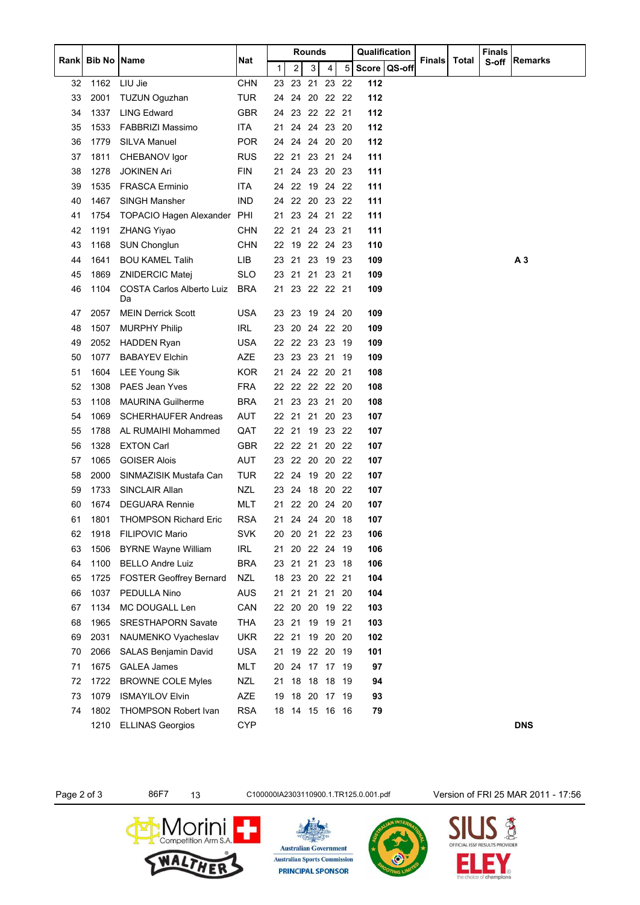| Rank | Bib No | Name | Nat | Rounds | | | | | Qualification | | Finals | Total | Finals S-off | Remarks |
|---|---|---|---|---|---|---|---|---|---|---|---|---|---|---|
| | | | | 1 | 2 | 3 | 4 | 5 | Score | QS-off | | | | |
| 32 | 1162 | LIU Jie | CHN | 23 | 23 | 21 | 23 | 22 | **112** | | | | | |
| 33 | 2001 | TUZUN Oguzhan | TUR | 24 | 24 | 20 | 22 | 22 | **112** | | | | | |
| 34 | 1337 | LING Edward | GBR | 24 | 23 | 22 | 22 | 21 | **112** | | | | | |
| 35 | 1533 | FABBRIZI Massimo | ITA | 21 | 24 | 24 | 23 | 20 | **112** | | | | | |
| 36 | 1779 | SILVA Manuel | POR | 24 | 24 | 24 | 20 | 20 | **112** | | | | | |
| 37 | 1811 | CHEBANOV Igor | RUS | 22 | 21 | 23 | 21 | 24 | **111** | | | | | |
| 38 | 1278 | JOKINEN Ari | FIN | 21 | 24 | 23 | 20 | 23 | **111** | | | | | |
| 39 | 1535 | FRASCA Erminio | ITA | 24 | 22 | 19 | 24 | 22 | **111** | | | | | |
| 40 | 1467 | SINGH Mansher | IND | 24 | 22 | 20 | 23 | 22 | **111** | | | | | |
| 41 | 1754 | TOPACIO Hagen Alexander | PHI | 21 | 23 | 24 | 21 | 22 | **111** | | | | | |
| 42 | 1191 | ZHANG Yiyao | CHN | 22 | 21 | 24 | 23 | 21 | **111** | | | | | |
| 43 | 1168 | SUN Chonglun | CHN | 22 | 19 | 22 | 24 | 23 | **110** | | | | | |
| 44 | 1641 | BOU KAMEL Talih | LIB | 23 | 21 | 23 | 19 | 23 | **109** | | | | | **A 3** |
| 45 | 1869 | ZNIDERCIC Matej | SLO | 23 | 21 | 21 | 23 | 21 | **109** | | | | | |
| 46 | 1104 | COSTA Carlos Alberto Luiz Da | BRA | 21 | 23 | 22 | 22 | 21 | **109** | | | | | |
| 47 | 2057 | MEIN Derrick Scott | USA | 23 | 23 | 19 | 24 | 20 | **109** | | | | | |
| 48 | 1507 | MURPHY Philip | IRL | 23 | 20 | 24 | 22 | 20 | **109** | | | | | |
| 49 | 2052 | HADDEN Ryan | USA | 22 | 22 | 23 | 23 | 19 | **109** | | | | | |
| 50 | 1077 | BABAYEV Elchin | AZE | 23 | 23 | 23 | 21 | 19 | **109** | | | | | |
| 51 | 1604 | LEE Young Sik | KOR | 21 | 24 | 22 | 20 | 21 | **108** | | | | | |
| 52 | 1308 | PAES Jean Yves | FRA | 22 | 22 | 22 | 22 | 20 | **108** | | | | | |
| 53 | 1108 | MAURINA Guilherme | BRA | 21 | 23 | 23 | 21 | 20 | **108** | | | | | |
| 54 | 1069 | SCHERHAUFER Andreas | AUT | 22 | 21 | 21 | 20 | 23 | **107** | | | | | |
| 55 | 1788 | AL RUMAIHI Mohammed | QAT | 22 | 21 | 19 | 23 | 22 | **107** | | | | | |
| 56 | 1328 | EXTON Carl | GBR | 22 | 22 | 21 | 20 | 22 | **107** | | | | | |
| 57 | 1065 | GOISER Alois | AUT | 23 | 22 | 20 | 20 | 22 | **107** | | | | | |
| 58 | 2000 | SINMAZISIK Mustafa Can | TUR | 22 | 24 | 19 | 20 | 22 | **107** | | | | | |
| 59 | 1733 | SINCLAIR Allan | NZL | 23 | 24 | 18 | 20 | 22 | **107** | | | | | |
| 60 | 1674 | DEGUARA Rennie | MLT | 21 | 22 | 20 | 24 | 20 | **107** | | | | | |
| 61 | 1801 | THOMPSON Richard Eric | RSA | 21 | 24 | 24 | 20 | 18 | **107** | | | | | |
| 62 | 1918 | FILIPOVIC Mario | SVK | 20 | 20 | 21 | 22 | 23 | **106** | | | | | |
| 63 | 1506 | BYRNE Wayne William | IRL | 21 | 20 | 22 | 24 | 19 | **106** | | | | | |
| 64 | 1100 | BELLO Andre Luiz | BRA | 23 | 21 | 21 | 23 | 18 | **106** | | | | | |
| 65 | 1725 | FOSTER Geoffrey Bernard | NZL | 18 | 23 | 20 | 22 | 21 | **104** | | | | | |
| 66 | 1037 | PEDULLA Nino | AUS | 21 | 21 | 21 | 21 | 20 | **104** | | | | | |
| 67 | 1134 | MC DOUGALL Len | CAN | 22 | 20 | 20 | 19 | 22 | **103** | | | | | |
| 68 | 1965 | SRESTHAPORN Savate | THA | 23 | 21 | 19 | 19 | 21 | **103** | | | | | |
| 69 | 2031 | NAUMENKO Vyacheslav | UKR | 22 | 21 | 19 | 20 | 20 | **102** | | | | | |
| 70 | 2066 | SALAS Benjamin David | USA | 21 | 19 | 22 | 20 | 19 | **101** | | | | | |
| 71 | 1675 | GALEA James | MLT | 20 | 24 | 17 | 17 | 19 | **97** | | | | | |
| 72 | 1722 | BROWNE COLE Myles | NZL | 21 | 18 | 18 | 18 | 19 | **94** | | | | | |
| 73 | 1079 | ISMAYILOV Elvin | AZE | 19 | 18 | 20 | 17 | 19 | **93** | | | | | |
| 74 | 1802 | THOMPSON Robert Ivan | RSA | 18 | 14 | 15 | 16 | 16 | **79** | | | | | |
| | 1210 | ELLINAS Georgios | CYP | | | | | | | | | | | **DNS** |

86F7 13 C100000IA2303110900.1.TR125.0.001.pdf Version of FRI 25 MAR 2011 - 17:56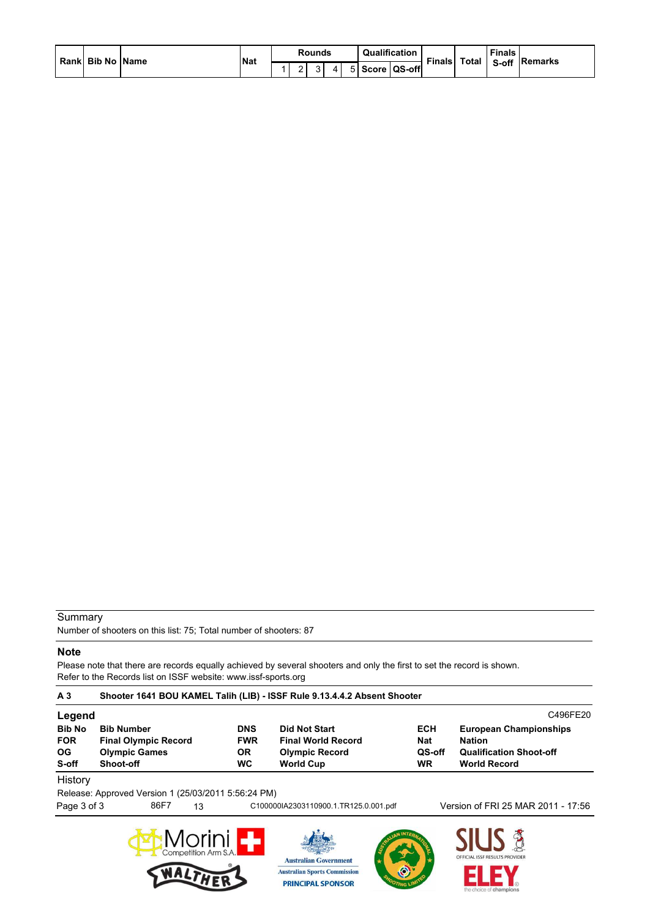| Rank | Bib No | Name | Nat | Rounds | | | | | Qualification | | Finals | Total | Finals S-off | Remarks |
|---|---|---|---|---|---|---|---|---|---|---|---|---|---|---|
| | | | | 1 | 2 | 3 | 4 | 5 | Score | QS-off | | | | |

Summary

Number of shooters on this list: 75; Total number of shooters: 87

**Note**

Please note that there are records equally achieved by several shooters and only the first to set the record is shown.
Refer to the Records list on ISSF website: www.issf-sports.org

**A 3 Shooter 1641 BOU KAMEL Talih (LIB) - ISSF Rule 9.13.4.4.2 Absent Shooter**

**Legend** C496FE20

| | | | | | |
|---|---|---|---|---|---|
| **Bib No** | **Bib Number** | **DNS** | **Did Not Start** | **ECH** | **European Championships** |
| **FOR** | **Final Olympic Record** | **FWR** | **Final World Record** | **Nat** | **Nation** |
| **OG** | **Olympic Games** | **OR** | **Olympic Record** | **QS-off** | **Qualification Shoot-off** |
| **S-off** | **Shoot-off** | **WC** | **World Cup** | **WR** | **World Record** |

History

Release: Approved Version 1 (25/03/2011 5:56:24 PM)

86F7 13 C100000IA2303110900.1.TR125.0.001.pdf Version of FRI 25 MAR 2011 - 17:56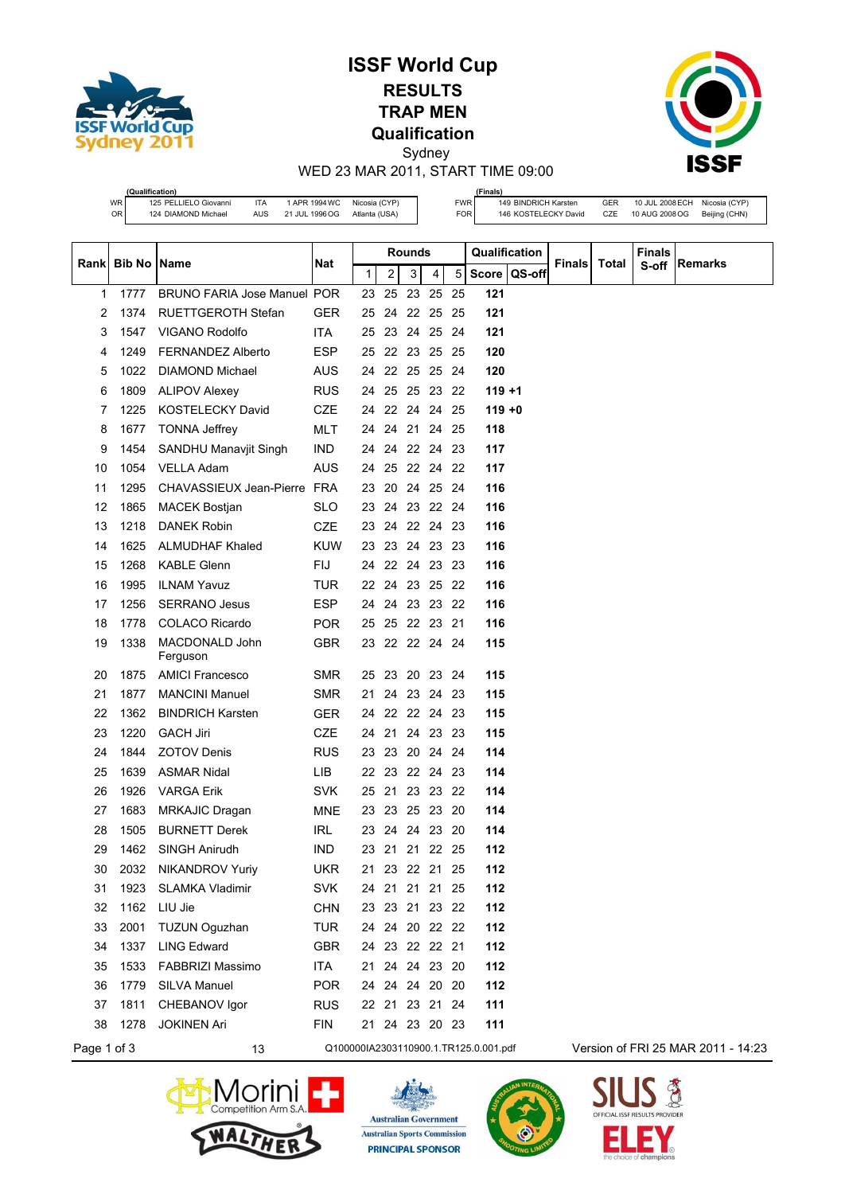# ISSF World Cup

## RESULTS

## TRAP MEN

## Qualification

Sydney

WED 23 MAR 2011, START TIME 09:00

| (Qualification) | | | | | |
|---|---|---|---|---|---|
| WR | 125 PELLIELO Giovanni | ITA | 1 APR 1994 | WC | Nicosia (CYP) |
| OR | 124 DIAMOND Michael | AUS | 21 JUL 1996 | OG | Atlanta (USA) |

| (Finals) | | | | | |
|---|---|---|---|---|---|
| FWR | 149 BINDRICH Karsten | GER | 10 JUL 2008 | ECH | Nicosia (CYP) |
| FOR | 146 KOSTELECKY David | CZE | 10 AUG 2008 | OG | Beijing (CHN) |

| Rank | Bib No | Name | Nat | Rounds | | | | | Qualification | | Finals | Total | Finals S-off | Remarks |
|---|---|---|---|---|---|---|---|---|---|---|---|---|---|---|
| | | | | 1 | 2 | 3 | 4 | 5 | Score | QS-off | | | | |
| 1 | 1777 | BRUNO FARIA Jose Manuel | POR | 23 | 25 | 23 | 25 | 25 | 121 | | | | | |
| 2 | 1374 | RUETTGEROTH Stefan | GER | 25 | 24 | 22 | 25 | 25 | 121 | | | | | |
| 3 | 1547 | VIGANO Rodolfo | ITA | 25 | 23 | 24 | 25 | 24 | 121 | | | | | |
| 4 | 1249 | FERNANDEZ Alberto | ESP | 25 | 22 | 23 | 25 | 25 | 120 | | | | | |
| 5 | 1022 | DIAMOND Michael | AUS | 24 | 22 | 25 | 25 | 24 | 120 | | | | | |
| 6 | 1809 | ALIPOV Alexey | RUS | 24 | 25 | 25 | 23 | 22 | 119 | +1 | | | | |
| 7 | 1225 | KOSTELECKY David | CZE | 24 | 22 | 24 | 24 | 25 | 119 | +0 | | | | |
| 8 | 1677 | TONNA Jeffrey | MLT | 24 | 24 | 21 | 24 | 25 | 118 | | | | | |
| 9 | 1454 | SANDHU Manavjit Singh | IND | 24 | 24 | 22 | 24 | 23 | 117 | | | | | |
| 10 | 1054 | VELLA Adam | AUS | 24 | 25 | 22 | 24 | 22 | 117 | | | | | |
| 11 | 1295 | CHAVASSIEUX Jean-Pierre | FRA | 23 | 20 | 24 | 25 | 24 | 116 | | | | | |
| 12 | 1865 | MACEK Bostjan | SLO | 23 | 24 | 23 | 22 | 24 | 116 | | | | | |
| 13 | 1218 | DANEK Robin | CZE | 23 | 24 | 22 | 24 | 23 | 116 | | | | | |
| 14 | 1625 | ALMUDHAF Khaled | KUW | 23 | 23 | 24 | 23 | 23 | 116 | | | | | |
| 15 | 1268 | KABLE Glenn | FIJ | 24 | 22 | 24 | 23 | 23 | 116 | | | | | |
| 16 | 1995 | ILNAM Yavuz | TUR | 22 | 24 | 23 | 25 | 22 | 116 | | | | | |
| 17 | 1256 | SERRANO Jesus | ESP | 24 | 24 | 23 | 23 | 22 | 116 | | | | | |
| 18 | 1778 | COLACO Ricardo | POR | 25 | 25 | 22 | 23 | 21 | 116 | | | | | |
| 19 | 1338 | MACDONALD John Ferguson | GBR | 23 | 22 | 22 | 24 | 24 | 115 | | | | | |
| 20 | 1875 | AMICI Francesco | SMR | 25 | 23 | 20 | 23 | 24 | 115 | | | | | |
| 21 | 1877 | MANCINI Manuel | SMR | 21 | 24 | 23 | 24 | 23 | 115 | | | | | |
| 22 | 1362 | BINDRICH Karsten | GER | 24 | 22 | 22 | 24 | 23 | 115 | | | | | |
| 23 | 1220 | GACH Jiri | CZE | 24 | 21 | 24 | 23 | 23 | 115 | | | | | |
| 24 | 1844 | ZOTOV Denis | RUS | 23 | 23 | 20 | 24 | 24 | 114 | | | | | |
| 25 | 1639 | ASMAR Nidal | LIB | 22 | 23 | 22 | 24 | 23 | 114 | | | | | |
| 26 | 1926 | VARGA Erik | SVK | 25 | 21 | 23 | 23 | 22 | 114 | | | | | |
| 27 | 1683 | MRKAJIC Dragan | MNE | 23 | 23 | 25 | 23 | 20 | 114 | | | | | |
| 28 | 1505 | BURNETT Derek | IRL | 23 | 24 | 24 | 23 | 20 | 114 | | | | | |
| 29 | 1462 | SINGH Anirudh | IND | 23 | 21 | 21 | 22 | 25 | 112 | | | | | |
| 30 | 2032 | NIKANDROV Yuriy | UKR | 21 | 23 | 22 | 21 | 25 | 112 | | | | | |
| 31 | 1923 | SLAMKA Vladimir | SVK | 24 | 21 | 21 | 21 | 25 | 112 | | | | | |
| 32 | 1162 | LIU Jie | CHN | 23 | 23 | 21 | 23 | 22 | 112 | | | | | |
| 33 | 2001 | TUZUN Oguzhan | TUR | 24 | 24 | 20 | 22 | 22 | 112 | | | | | |
| 34 | 1337 | LING Edward | GBR | 24 | 23 | 22 | 22 | 21 | 112 | | | | | |
| 35 | 1533 | FABBRIZI Massimo | ITA | 21 | 24 | 24 | 23 | 20 | 112 | | | | | |
| 36 | 1779 | SILVA Manuel | POR | 24 | 24 | 24 | 20 | 20 | 112 | | | | | |
| 37 | 1811 | CHEBANOV Igor | RUS | 22 | 21 | 23 | 21 | 24 | 111 | | | | | |
| 38 | 1278 | JOKINEN Ari | FIN | 21 | 24 | 23 | 20 | 23 | 111 | | | | | |

13 Q100000IA2303110900.1.TR125.0.001.pdf Version of FRI 25 MAR 2011 - 14:23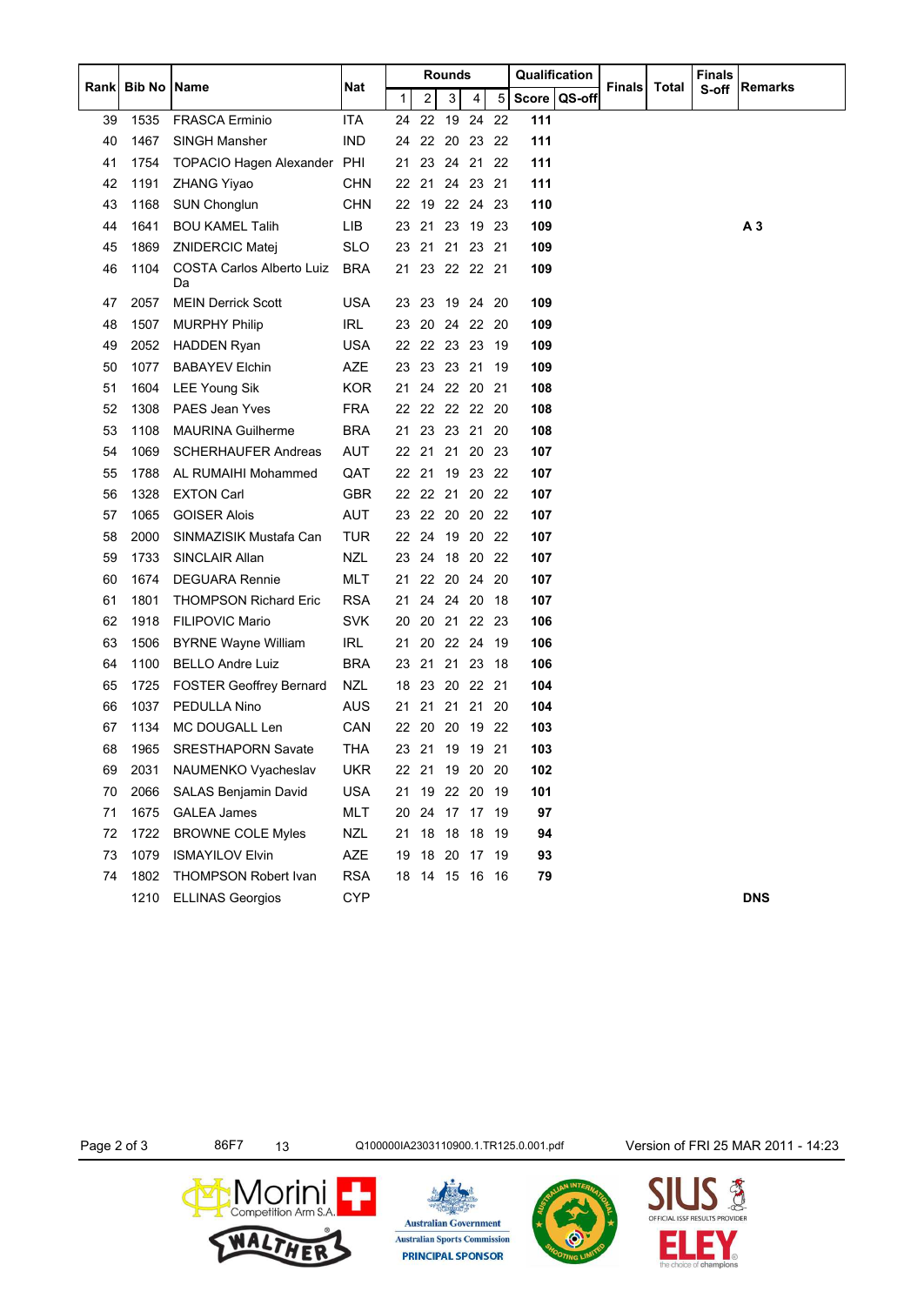| Rank | Bib No | Name | Nat | Rounds | | | | | Qualification | | Finals | Total | Finals S-off | Remarks |
|---|---|---|---|---|---|---|---|---|---|---|---|---|---|---|
| | | | | 1 | 2 | 3 | 4 | 5 | Score | QS-off | | | | |
| 39 | 1535 | FRASCA Erminio | ITA | 24 | 22 | 19 | 24 | 22 | **111** | | | | | |
| 40 | 1467 | SINGH Mansher | IND | 24 | 22 | 20 | 23 | 22 | **111** | | | | | |
| 41 | 1754 | TOPACIO Hagen Alexander | PHI | 21 | 23 | 24 | 21 | 22 | **111** | | | | | |
| 42 | 1191 | ZHANG Yiyao | CHN | 22 | 21 | 24 | 23 | 21 | **111** | | | | | |
| 43 | 1168 | SUN Chonglun | CHN | 22 | 19 | 22 | 24 | 23 | **110** | | | | | |
| 44 | 1641 | BOU KAMEL Talih | LIB | 23 | 21 | 23 | 19 | 23 | **109** | | | | | **A 3** |
| 45 | 1869 | ZNIDERCIC Matej | SLO | 23 | 21 | 21 | 23 | 21 | **109** | | | | | |
| 46 | 1104 | COSTA Carlos Alberto Luiz Da | BRA | 21 | 23 | 22 | 22 | 21 | **109** | | | | | |
| 47 | 2057 | MEIN Derrick Scott | USA | 23 | 23 | 19 | 24 | 20 | **109** | | | | | |
| 48 | 1507 | MURPHY Philip | IRL | 23 | 20 | 24 | 22 | 20 | **109** | | | | | |
| 49 | 2052 | HADDEN Ryan | USA | 22 | 22 | 23 | 23 | 19 | **109** | | | | | |
| 50 | 1077 | BABAYEV Elchin | AZE | 23 | 23 | 23 | 21 | 19 | **109** | | | | | |
| 51 | 1604 | LEE Young Sik | KOR | 21 | 24 | 22 | 20 | 21 | **108** | | | | | |
| 52 | 1308 | PAES Jean Yves | FRA | 22 | 22 | 22 | 22 | 20 | **108** | | | | | |
| 53 | 1108 | MAURINA Guilherme | BRA | 21 | 23 | 23 | 21 | 20 | **108** | | | | | |
| 54 | 1069 | SCHERHAUFER Andreas | AUT | 22 | 21 | 21 | 20 | 23 | **107** | | | | | |
| 55 | 1788 | AL RUMAIHI Mohammed | QAT | 22 | 21 | 19 | 23 | 22 | **107** | | | | | |
| 56 | 1328 | EXTON Carl | GBR | 22 | 22 | 21 | 20 | 22 | **107** | | | | | |
| 57 | 1065 | GOISER Alois | AUT | 23 | 22 | 20 | 20 | 22 | **107** | | | | | |
| 58 | 2000 | SINMAZISIK Mustafa Can | TUR | 22 | 24 | 19 | 20 | 22 | **107** | | | | | |
| 59 | 1733 | SINCLAIR Allan | NZL | 23 | 24 | 18 | 20 | 22 | **107** | | | | | |
| 60 | 1674 | DEGUARA Rennie | MLT | 21 | 22 | 20 | 24 | 20 | **107** | | | | | |
| 61 | 1801 | THOMPSON Richard Eric | RSA | 21 | 24 | 24 | 20 | 18 | **107** | | | | | |
| 62 | 1918 | FILIPOVIC Mario | SVK | 20 | 20 | 21 | 22 | 23 | **106** | | | | | |
| 63 | 1506 | BYRNE Wayne William | IRL | 21 | 20 | 22 | 24 | 19 | **106** | | | | | |
| 64 | 1100 | BELLO Andre Luiz | BRA | 23 | 21 | 21 | 23 | 18 | **106** | | | | | |
| 65 | 1725 | FOSTER Geoffrey Bernard | NZL | 18 | 23 | 20 | 22 | 21 | **104** | | | | | |
| 66 | 1037 | PEDULLA Nino | AUS | 21 | 21 | 21 | 21 | 20 | **104** | | | | | |
| 67 | 1134 | MC DOUGALL Len | CAN | 22 | 20 | 20 | 19 | 22 | **103** | | | | | |
| 68 | 1965 | SRESTHAPORN Savate | THA | 23 | 21 | 19 | 19 | 21 | **103** | | | | | |
| 69 | 2031 | NAUMENKO Vyacheslav | UKR | 22 | 21 | 19 | 20 | 20 | **102** | | | | | |
| 70 | 2066 | SALAS Benjamin David | USA | 21 | 19 | 22 | 20 | 19 | **101** | | | | | |
| 71 | 1675 | GALEA James | MLT | 20 | 24 | 17 | 17 | 19 | **97** | | | | | |
| 72 | 1722 | BROWNE COLE Myles | NZL | 21 | 18 | 18 | 18 | 19 | **94** | | | | | |
| 73 | 1079 | ISMAYILOV Elvin | AZE | 19 | 18 | 20 | 17 | 19 | **93** | | | | | |
| 74 | 1802 | THOMPSON Robert Ivan | RSA | 18 | 14 | 15 | 16 | 16 | **79** | | | | | |
| | 1210 | ELLINAS Georgios | CYP | | | | | | | | | | | **DNS** |

86F7 13 Q100000IA2303110900.1.TR125.0.001.pdf Version of FRI 25 MAR 2011 - 14:23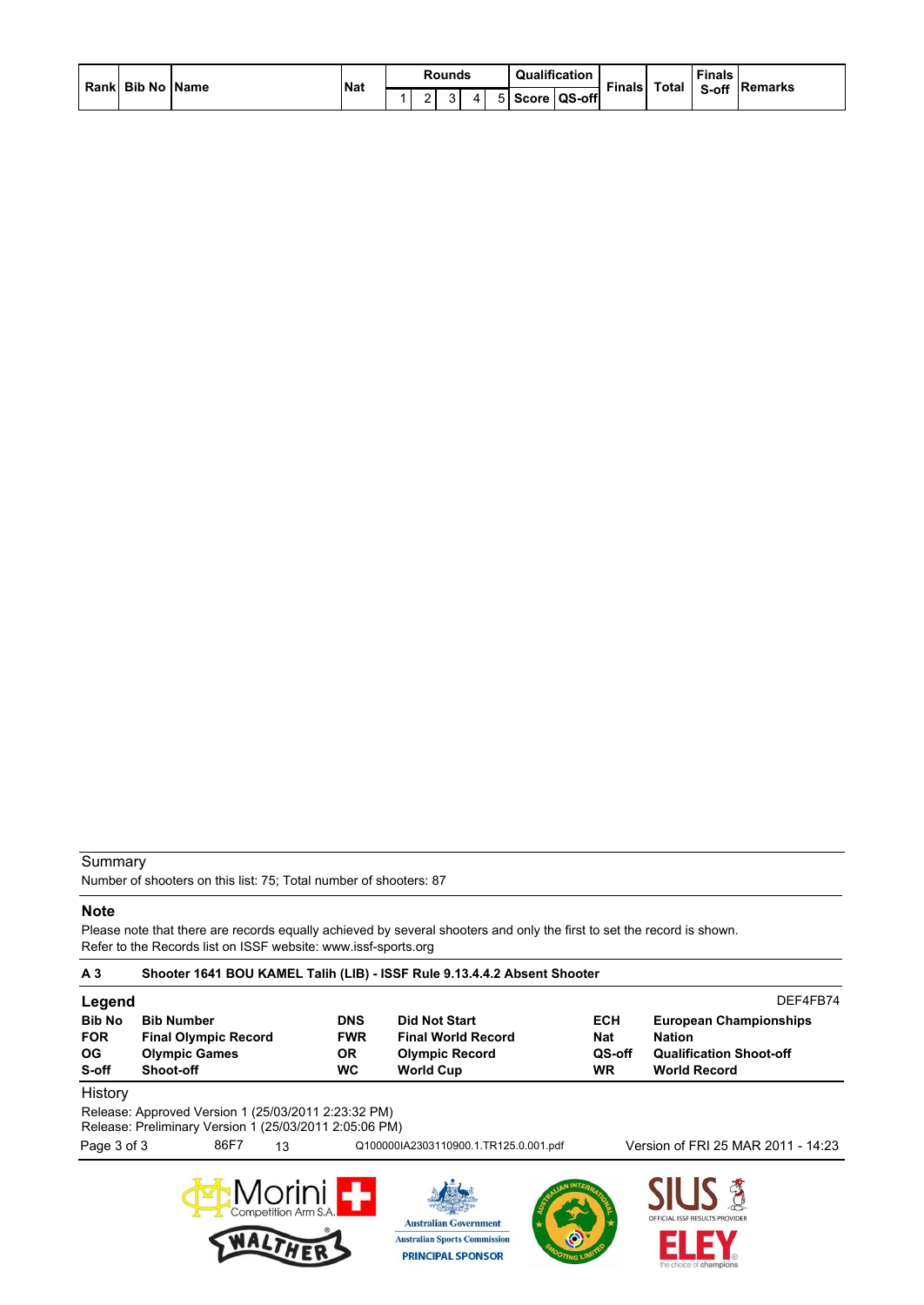| Rank | Bib No | Name | Nat | Rounds | | | | | Qualification | | Finals | Total | Finals S-off | Remarks |
|---|---|---|---|---|---|---|---|---|---|---|---|---|---|---|
| | | | | 1 | 2 | 3 | 4 | 5 | Score | QS-off | | | | |

Summary

Number of shooters on this list: 75; Total number of shooters: 87

**Note**

Please note that there are records equally achieved by several shooters and only the first to set the record is shown.
Refer to the Records list on ISSF website: www.issf-sports.org

**A 3 Shooter 1641 BOU KAMEL Talih (LIB) - ISSF Rule 9.13.4.4.2 Absent Shooter**

**Legend** DEF4FB74

| | | | | | |
|---|---|---|---|---|---|
| **Bib No** | **Bib Number** | **DNS** | **Did Not Start** | **ECH** | **European Championships** |
| **FOR** | **Final Olympic Record** | **FWR** | **Final World Record** | **Nat** | **Nation** |
| **OG** | **Olympic Games** | **OR** | **Olympic Record** | **QS-off** | **Qualification Shoot-off** |
| **S-off** | **Shoot-off** | **WC** | **World Cup** | **WR** | **World Record** |

History

Release: Approved Version 1 (25/03/2011 2:23:32 PM)
Release: Preliminary Version 1 (25/03/2011 2:05:06 PM)

86F7 13 Q100000IA2303110900.1.TR125.0.001.pdf Version of FRI 25 MAR 2011 - 14:23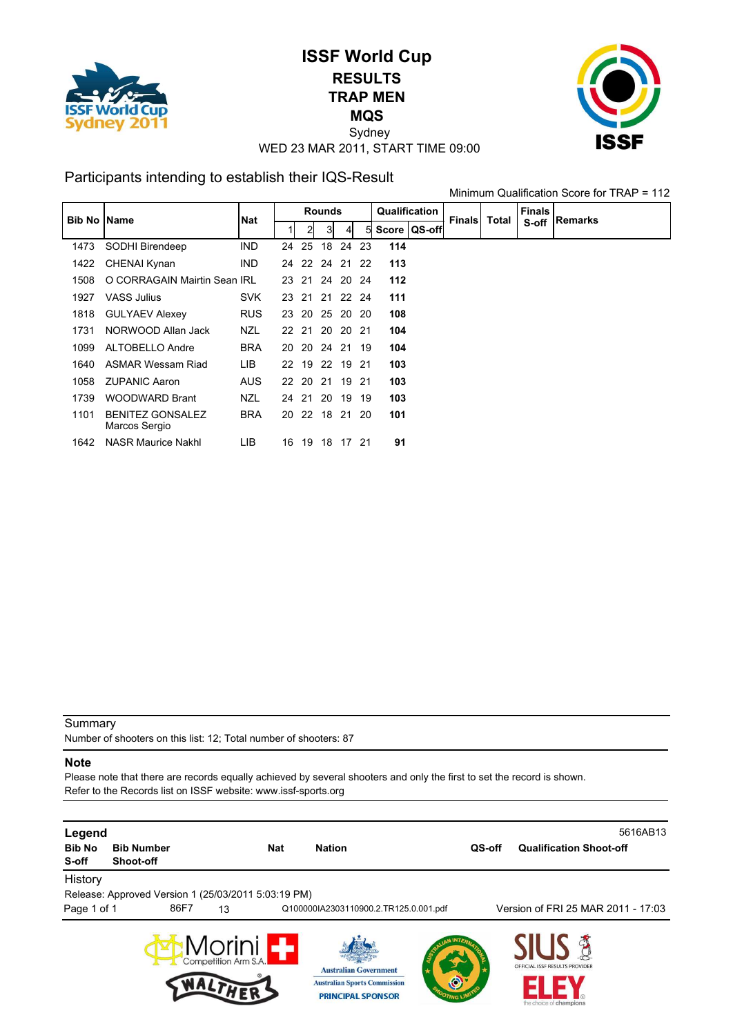# ISSF World Cup

## RESULTS

## TRAP MEN

## MQS

Sydney

WED 23 MAR 2011, START TIME 09:00

Participants intending to establish their IQS-Result

Minimum Qualification Score for TRAP = 112

| Bib No | Name | Nat | Rounds | | | | | Qualification | | Finals | Total | Finals S-off | Remarks |
|---|---|---|---|---|---|---|---|---|---|---|---|---|---|
| | | | 1 | 2 | 3 | 4 | 5 | Score | QS-off | | | | |
| 1473 | SODHI Birendeep | IND | 24 | 25 | 18 | 24 | 23 | **114** | | | | | |
| 1422 | CHENAI Kynan | IND | 24 | 22 | 24 | 21 | 22 | **113** | | | | | |
| 1508 | O CORRAGAIN Mairtin Sean | IRL | 23 | 21 | 24 | 20 | 24 | **112** | | | | | |
| 1927 | VASS Julius | SVK | 23 | 21 | 21 | 22 | 24 | **111** | | | | | |
| 1818 | GULYAEV Alexey | RUS | 23 | 20 | 25 | 20 | 20 | **108** | | | | | |
| 1731 | NORWOOD Allan Jack | NZL | 22 | 21 | 20 | 20 | 21 | **104** | | | | | |
| 1099 | ALTOBELLO Andre | BRA | 20 | 20 | 24 | 21 | 19 | **104** | | | | | |
| 1640 | ASMAR Wessam Riad | LIB | 22 | 19 | 22 | 19 | 21 | **103** | | | | | |
| 1058 | ZUPANIC Aaron | AUS | 22 | 20 | 21 | 19 | 21 | **103** | | | | | |
| 1739 | WOODWARD Brant | NZL | 24 | 21 | 20 | 19 | 19 | **103** | | | | | |
| 1101 | BENITEZ GONSALEZ Marcos Sergio | BRA | 20 | 22 | 18 | 21 | 20 | **101** | | | | | |
| 1642 | NASR Maurice Nakhl | LIB | 16 | 19 | 18 | 17 | 21 | **91** | | | | | |

Summary

Number of shooters on this list: 12; Total number of shooters: 87

**Note**

Please note that there are records equally achieved by several shooters and only the first to set the record is shown.
Refer to the Records list on ISSF website: www.issf-sports.org

**Legend**

5616AB13

| | | | | | |
|---|---|---|---|---|---|
| **Bib No** | **Bib Number** | **Nat** | **Nation** | **QS-off** | **Qualification Shoot-off** |
| **S-off** | **Shoot-off** | | | | |

History

Release: Approved Version 1 (25/03/2011 5:03:19 PM)

86F7 13 Q100000IA2303110900.2.TR125.0.001.pdf Version of FRI 25 MAR 2011 - 17:03